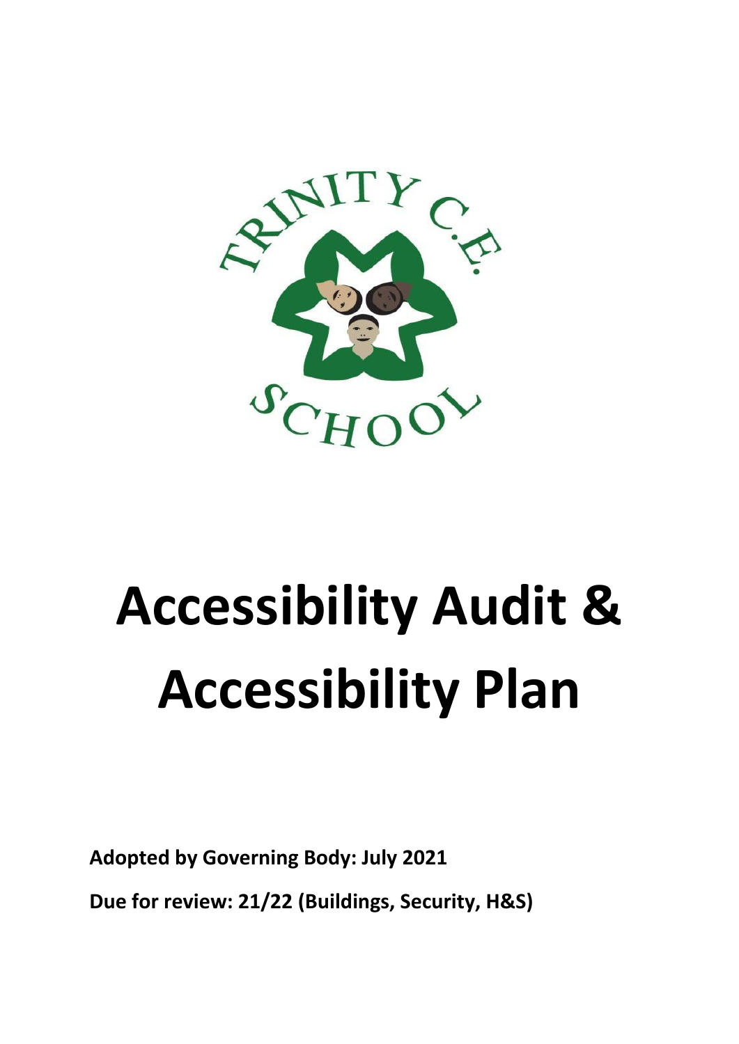# Accessibility Audit & Accessibility Plan

**Adopted by Governing Body: July 2021**

**Due for review: 21/22 (Buildings, Security, H&S)**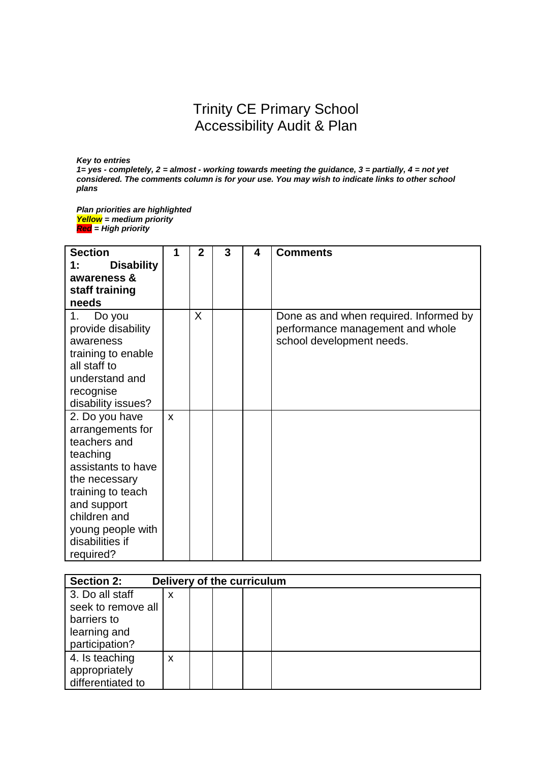# Trinity CE Primary School
# Accessibility Audit & Plan

***Key to entries***
***1= yes - completely, 2 = almost - working towards meeting the guidance, 3 = partially, 4 = not yet considered. The comments column is for your use. You may wish to indicate links to other school plans***

***Plan priorities are highlighted***
***Yellow = medium priority***
***Red = High priority***

| **Section 1: Disability awareness & staff training needs** | **1** | **2** | **3** | **4** | **Comments** |
|---|---|---|---|---|---|
| 1. Do you provide disability awareness training to enable all staff to understand and recognise disability issues? | | X | | | Done as and when required. Informed by performance management and whole school development needs. |
| 2. Do you have arrangements for teachers and teaching assistants to have the necessary training to teach and support children and young people with disabilities if required? | x | | | | |

| **Section 2: Delivery of the curriculum** | | | | | |
|---|---|---|---|---|---|
| 3. Do all staff seek to remove all barriers to learning and participation? | x | | | | |
| 4. Is teaching appropriately differentiated to | x | | | | |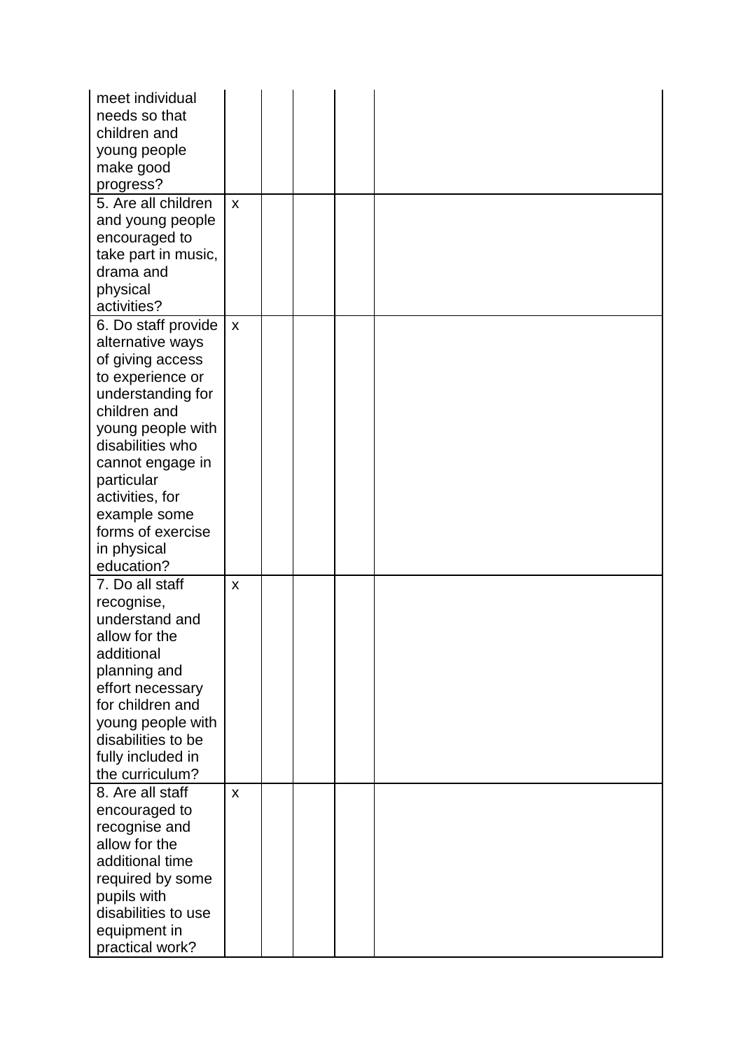| | | | | | |
|---|---|---|---|---|---|
| meet individual needs so that children and young people make good progress? | | | | | |
| 5. Are all children and young people encouraged to take part in music, drama and physical activities? | x | | | | |
| 6. Do staff provide alternative ways of giving access to experience or understanding for children and young people with disabilities who cannot engage in particular activities, for example some forms of exercise in physical education? | x | | | | |
| 7. Do all staff recognise, understand and allow for the additional planning and effort necessary for children and young people with disabilities to be fully included in the curriculum? | x | | | | |
| 8. Are all staff encouraged to recognise and allow for the additional time required by some pupils with disabilities to use equipment in practical work? | x | | | | |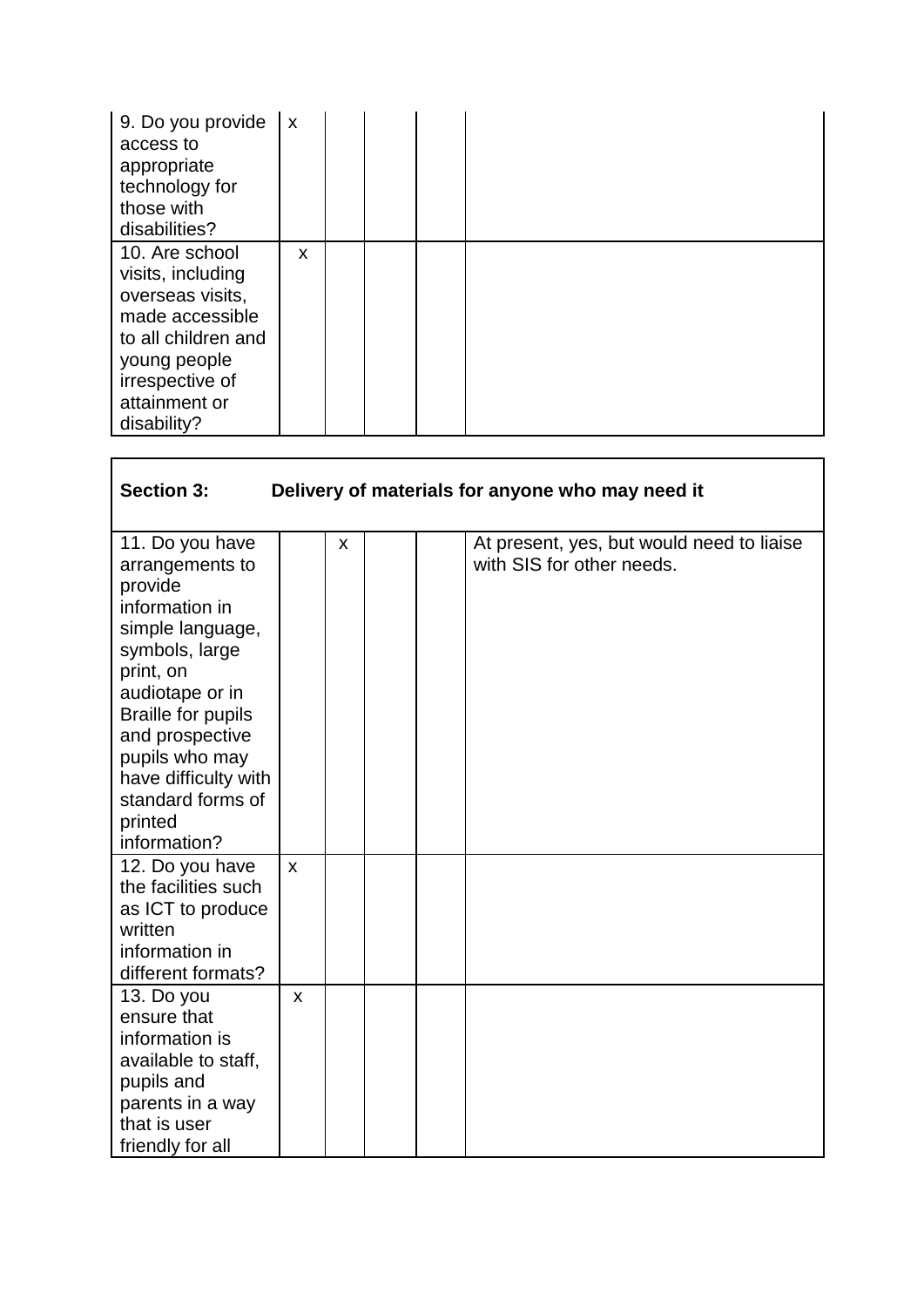| | | | | | |
|---|---|---|---|---|---|
| 9. Do you provide access to appropriate technology for those with disabilities? | x | | | | |
| 10. Are school visits, including overseas visits, made accessible to all children and young people irrespective of attainment or disability? | x | | | | |

| **Section 3: Delivery of materials for anyone who may need it** | | | | | |
|---|---|---|---|---|---|
| 11. Do you have arrangements to provide information in simple language, symbols, large print, on audiotape or in Braille for pupils and prospective pupils who may have difficulty with standard forms of printed information? | | x | | | At present, yes, but would need to liaise with SIS for other needs. |
| 12. Do you have the facilities such as ICT to produce written information in different formats? | x | | | | |
| 13. Do you ensure that information is available to staff, pupils and parents in a way that is user friendly for all | x | | | | |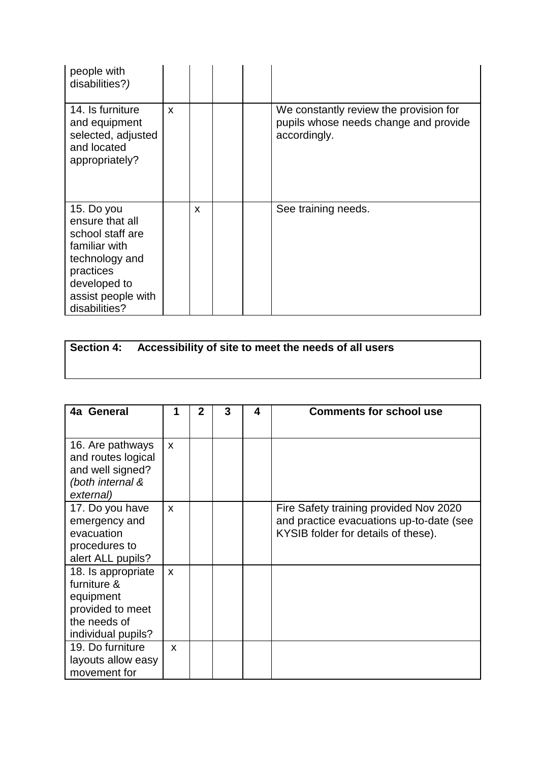| | | | | | |
|---|---|---|---|---|---|
| people with disabilities?*)* | | | | | |
| 14. Is furniture and equipment selected, adjusted and located appropriately? | x | | | | We constantly review the provision for pupils whose needs change and provide accordingly. |
| 15. Do you ensure that all school staff are familiar with technology and practices developed to assist people with disabilities? | | x | | | See training needs. |

**Section 4: Accessibility of site to meet the needs of all users**

| 4a General | 1 | 2 | 3 | 4 | Comments for school use |
|---|---|---|---|---|---|
| 16. Are pathways and routes logical and well signed? *(both internal & external)* | x | | | | |
| 17. Do you have emergency and evacuation procedures to alert ALL pupils? | x | | | | Fire Safety training provided Nov 2020 and practice evacuations up-to-date (see KYSIB folder for details of these). |
| 18. Is appropriate furniture & equipment provided to meet the needs of individual pupils? | x | | | | |
| 19. Do furniture layouts allow easy movement for | x | | | | |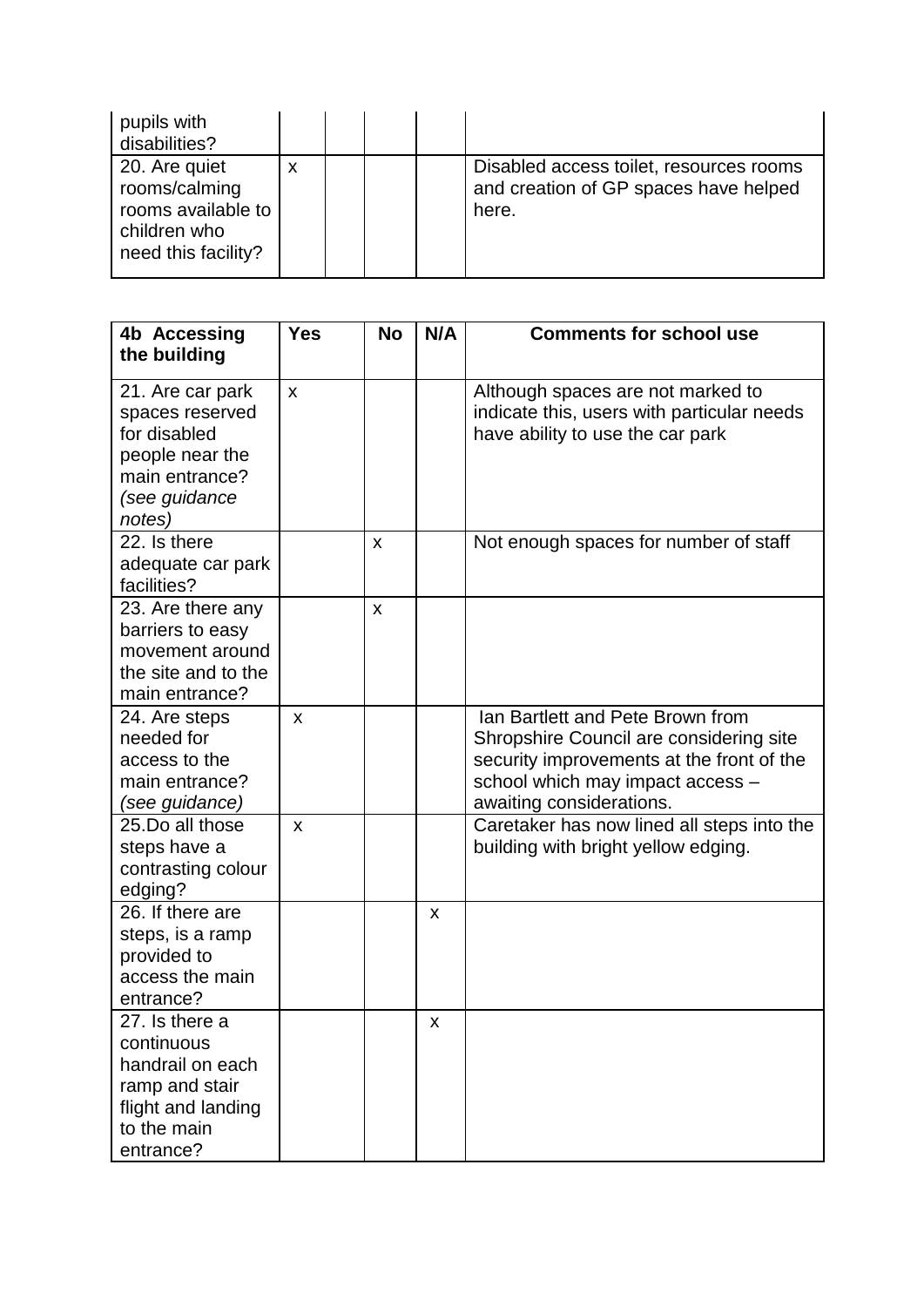| | | | | | |
|---|---|---|---|---|---|
| pupils with disabilities? | | | | | |
| 20. Are quiet rooms/calming rooms available to children who need this facility? | x | | | | Disabled access toilet, resources rooms and creation of GP spaces have helped here. |

| **4b Accessing the building** | **Yes** | **No** | **N/A** | **Comments for school use** |
|---|---|---|---|---|
| 21. Are car park spaces reserved for disabled people near the main entrance? *(see guidance notes)* | x | | | Although spaces are not marked to indicate this, users with particular needs have ability to use the car park |
| 22. Is there adequate car park facilities? | | x | | Not enough spaces for number of staff |
| 23. Are there any barriers to easy movement around the site and to the main entrance? | | x | | |
| 24. Are steps needed for access to the main entrance? *(see guidance)* | x | | | Ian Bartlett and Pete Brown from Shropshire Council are considering site security improvements at the front of the school which may impact access – awaiting considerations. |
| 25.Do all those steps have a contrasting colour edging? | x | | | Caretaker has now lined all steps into the building with bright yellow edging. |
| 26. If there are steps, is a ramp provided to access the main entrance? | | | x | |
| 27. Is there a continuous handrail on each ramp and stair flight and landing to the main entrance? | | | x | |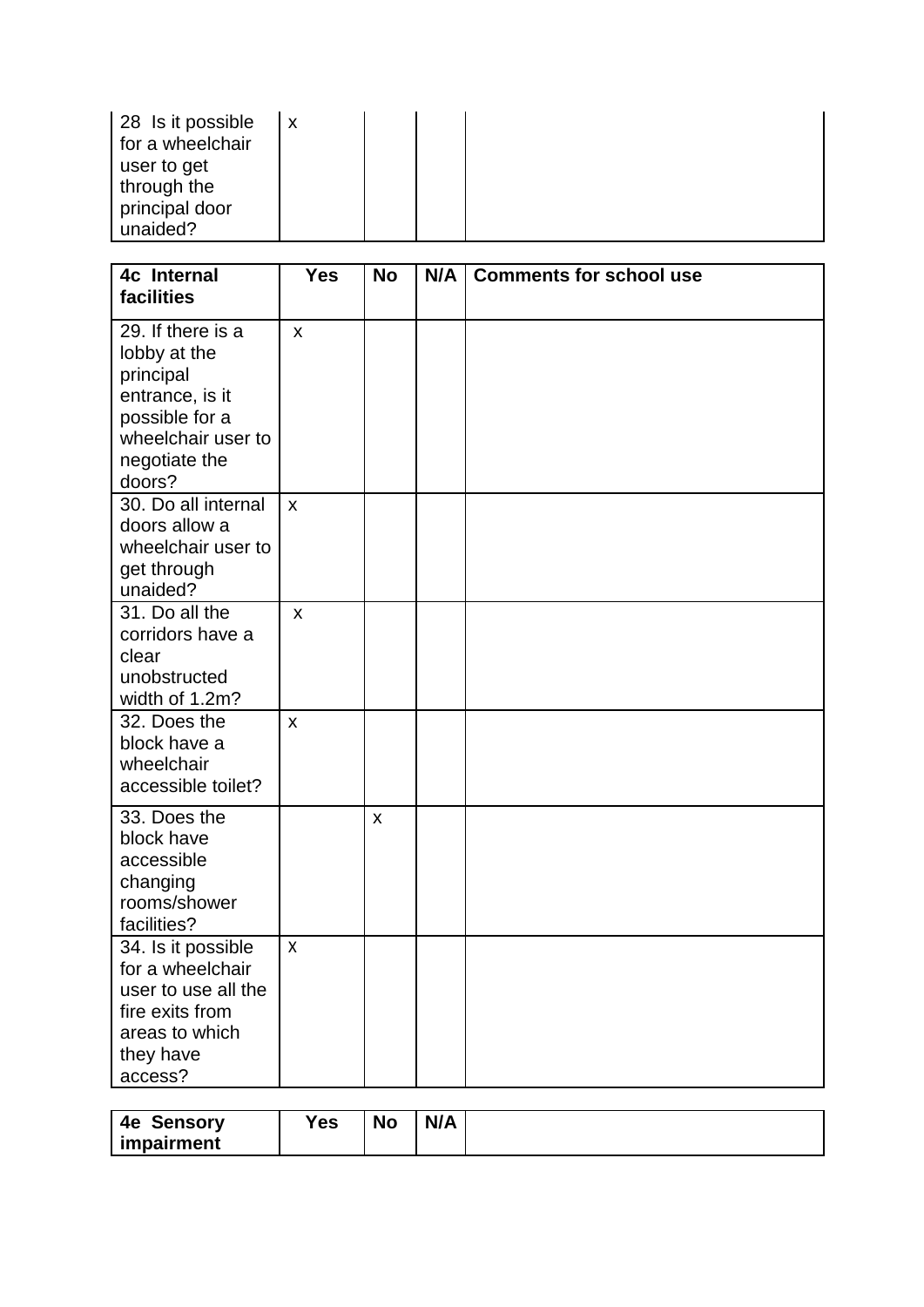| 28 Is it possible for a wheelchair user to get through the principal door unaided? | x | | | |
|---|---|---|---|---|

| 4c Internal facilities | Yes | No | N/A | Comments for school use |
|---|---|---|---|---|
| 29. If there is a lobby at the principal entrance, is it possible for a wheelchair user to negotiate the doors? | x | | | |
| 30. Do all internal doors allow a wheelchair user to get through unaided? | x | | | |
| 31. Do all the corridors have a clear unobstructed width of 1.2m? | x | | | |
| 32. Does the block have a wheelchair accessible toilet? | x | | | |
| 33. Does the block have accessible changing rooms/shower facilities? | | x | | |
| 34. Is it possible for a wheelchair user to use all the fire exits from areas to which they have access? | x | | | |

| 4e Sensory impairment | Yes | No | N/A | |
|---|---|---|---|---|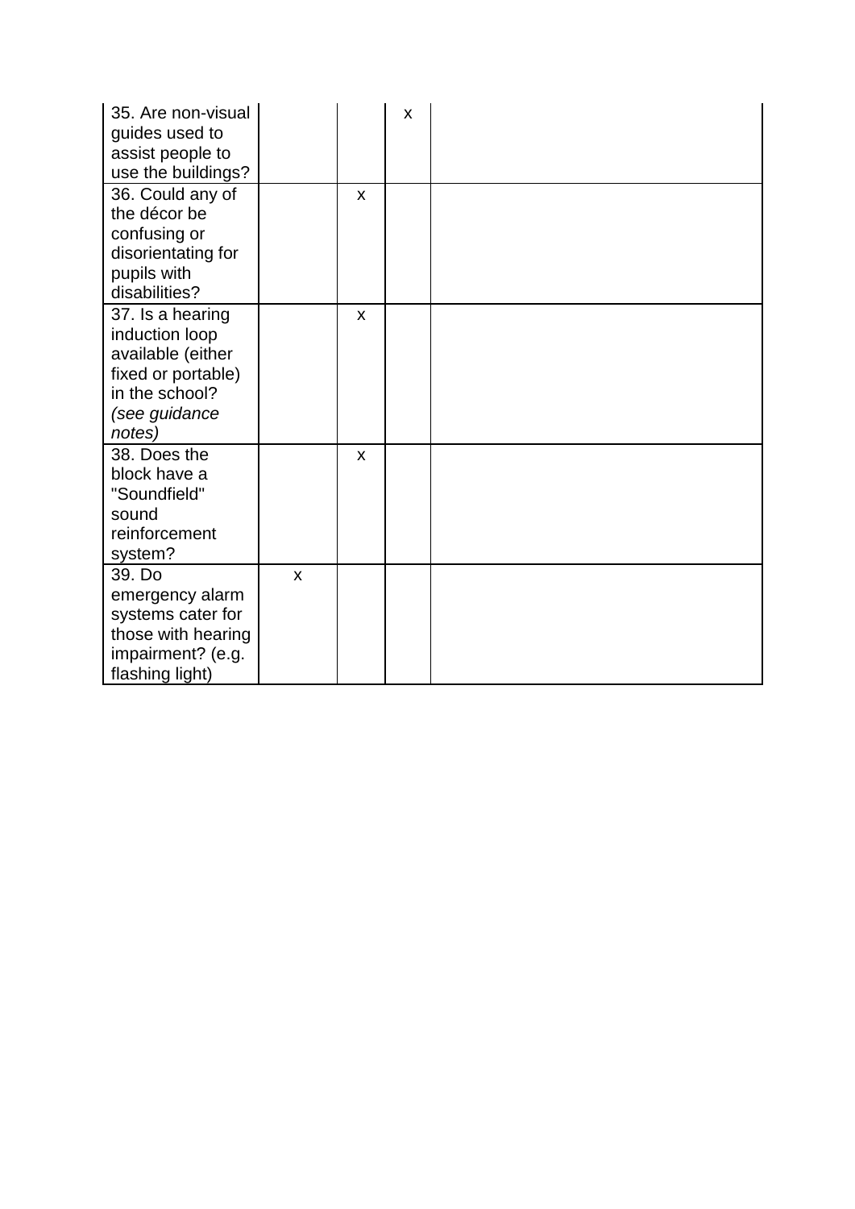| | | | | |
|---|---|---|---|---|
| 35. Are non-visual guides used to assist people to use the buildings? | | | x | |
| 36. Could any of the décor be confusing or disorientating for pupils with disabilities? | | x | | |
| 37. Is a hearing induction loop available (either fixed or portable) in the school? *(see guidance notes)* | | x | | |
| 38. Does the block have a "Soundfield" sound reinforcement system? | | x | | |
| 39. Do emergency alarm systems cater for those with hearing impairment? (e.g. flashing light) | x | | | |